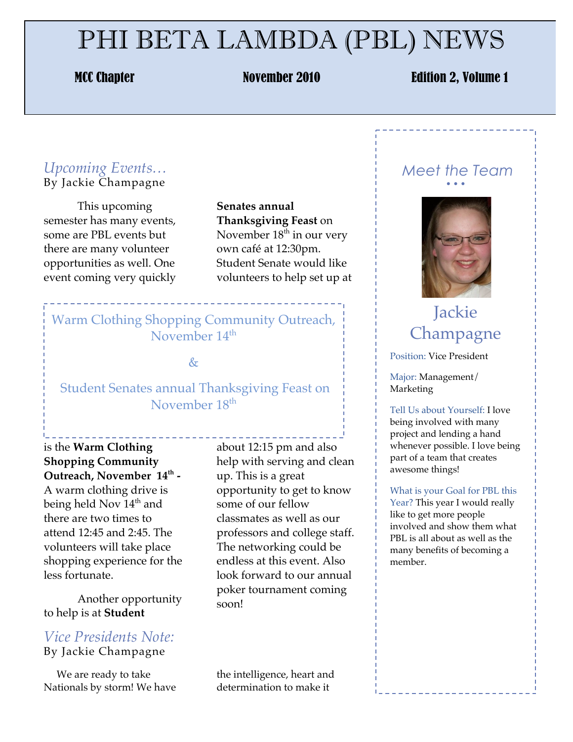# PHI BETA LAMBDA (PBL) NEWS

**MCC Chapter** | **November 2010** | **Edition 2, Volume 1**

## *Upcoming Events…*

By Jackie Champagne

This upcoming semester has many events, some are PBL events but there are many volunteer opportunities as well. One event coming very quickly is the **Warm Clothing Shopping Community Outreach, November 14th -** A warm clothing drive is being held Nov 14th and there are two times to attend 12:45 and 2:45. The volunteers will take place shopping experience for the less fortunate.

Another opportunity to help is at **Student Senates annual Thanksgiving Feast** on November 18th in our very own café at 12:30pm. Student Senate would like volunteers to help set up at about 12:15 pm and also help with serving and clean up. This is a great opportunity to get to know some of our fellow classmates as well as our professors and college staff. The networking could be endless at this event. Also look forward to our annual poker tournament coming soon!

> Warm Clothing Shopping Community Outreach, November 14th
>
> &
>
> Student Senates annual Thanksgiving Feast on November 18th

## *Vice Presidents Note:*

By Jackie Champagne

We are ready to take Nationals by storm! We have the intelligence, heart and determination to make it

## *Meet the Team*

### Jackie Champagne

Position: Vice President

Major: Management/ Marketing

Tell Us about Yourself: I love being involved with many project and lending a hand whenever possible. I love being part of a team that creates awesome things!

What is your Goal for PBL this Year? This year I would really like to get more people involved and show them what PBL is all about as well as the many benefits of becoming a member.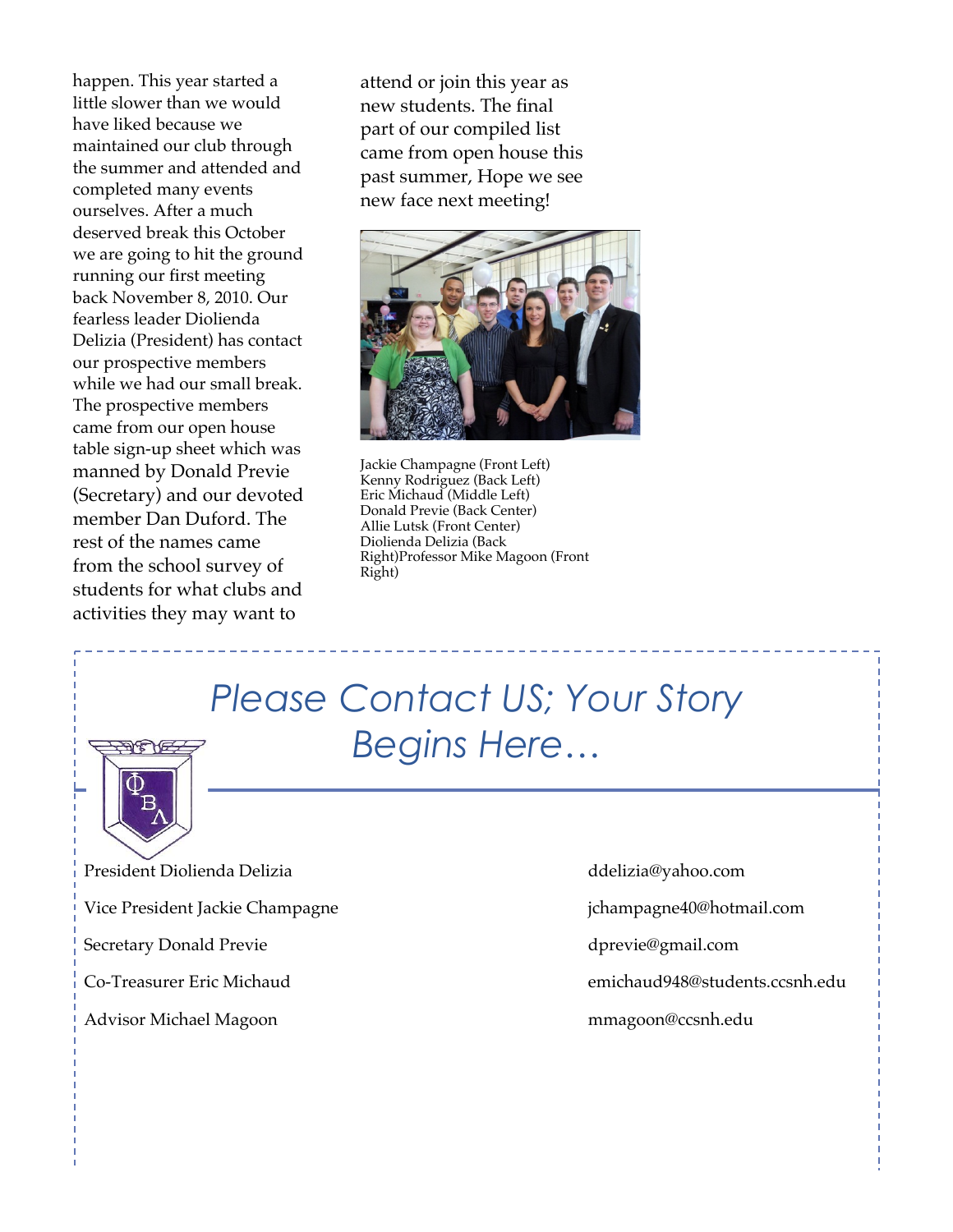happen. This year started a little slower than we would have liked because we maintained our club through the summer and attended and completed many events ourselves. After a much deserved break this October we are going to hit the ground running our first meeting back November 8, 2010. Our fearless leader Diolienda Delizia (President) has contact our prospective members while we had our small break. The prospective members came from our open house table sign-up sheet which was manned by Donald Previe (Secretary) and our devoted member Dan Duford. The rest of the names came from the school survey of students for what clubs and activities they may want to attend or join this year as new students. The final part of our compiled list came from open house this past summer, Hope we see new face next meeting!

Jackie Champagne (Front Left)
Kenny Rodriguez (Back Left)
Eric Michaud (Middle Left)
Donald Previe (Back Center)
Allie Lutsk (Front Center)
Diolienda Delizia (Back Right)Professor Mike Magoon (Front Right)

# *Please Contact US; Your Story Begins Here…*

| | |
|---|---|
| President Diolienda Delizia | ddelizia@yahoo.com |
| Vice President Jackie Champagne | jchampagne40@hotmail.com |
| Secretary Donald Previe | dprevie@gmail.com |
| Co-Treasurer Eric Michaud | emichaud948@students.ccsnh.edu |
| Advisor Michael Magoon | mmagoon@ccsnh.edu |